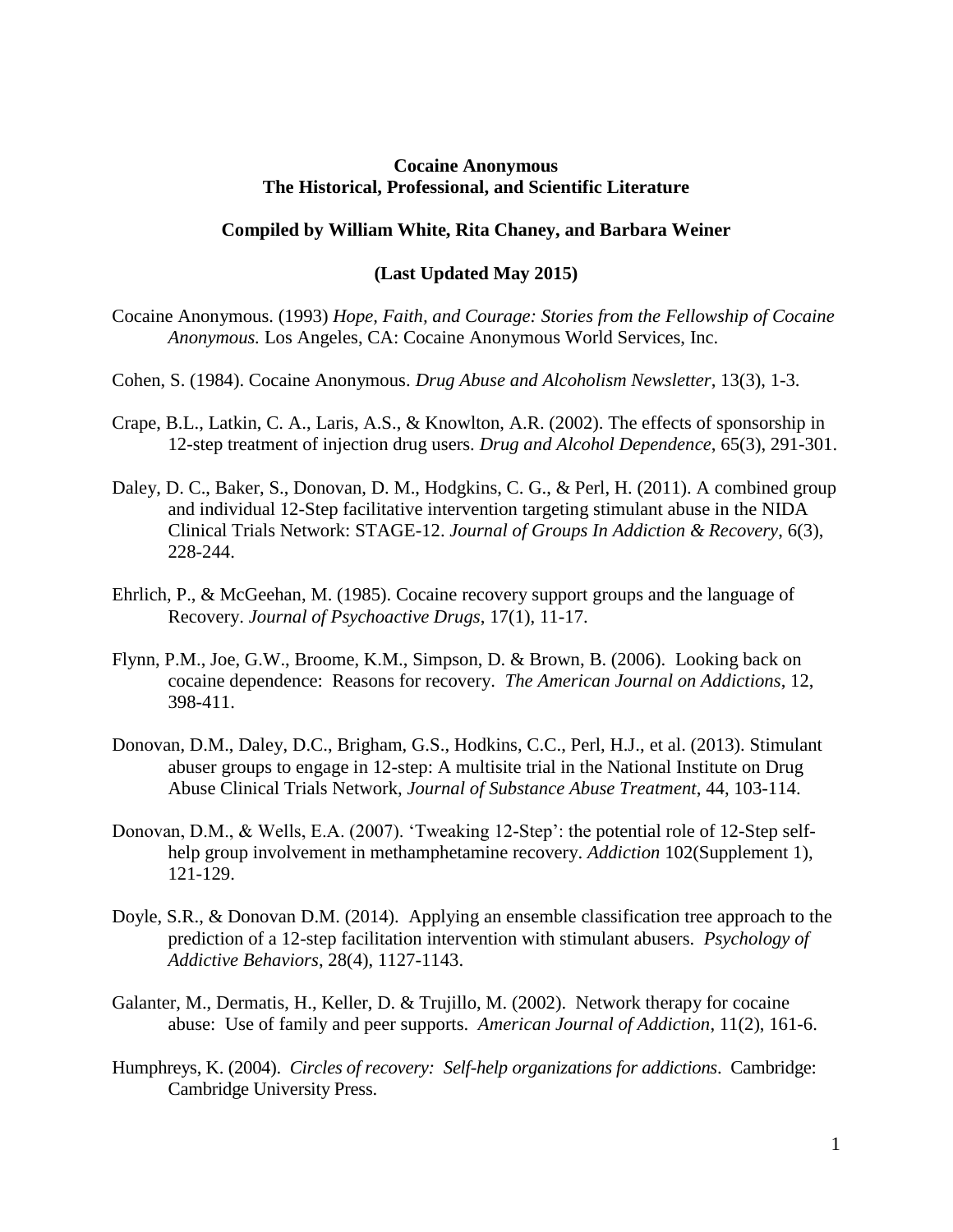**Cocaine Anonymous**
**The Historical, Professional, and Scientific Literature**

**Compiled by William White, Rita Chaney, and Barbara Weiner**

**(Last Updated May 2015)**

Cocaine Anonymous. (1993) *Hope, Faith, and Courage: Stories from the Fellowship of Cocaine Anonymous.* Los Angeles, CA: Cocaine Anonymous World Services, Inc.

Cohen, S. (1984). Cocaine Anonymous. *Drug Abuse and Alcoholism Newsletter*, 13(3), 1-3.

Crape, B.L., Latkin, C. A., Laris, A.S., & Knowlton, A.R. (2002). The effects of sponsorship in 12-step treatment of injection drug users. *Drug and Alcohol Dependence*, 65(3), 291-301.

Daley, D. C., Baker, S., Donovan, D. M., Hodgkins, C. G., & Perl, H. (2011). A combined group and individual 12-Step facilitative intervention targeting stimulant abuse in the NIDA Clinical Trials Network: STAGE-12. *Journal of Groups In Addiction & Recovery*, 6(3), 228-244.

Ehrlich, P., & McGeehan, M. (1985). Cocaine recovery support groups and the language of Recovery. *Journal of Psychoactive Drugs*, 17(1), 11-17.

Flynn, P.M., Joe, G.W., Broome, K.M., Simpson, D. & Brown, B. (2006). Looking back on cocaine dependence: Reasons for recovery. *The American Journal on Addictions*, 12, 398-411.

Donovan, D.M., Daley, D.C., Brigham, G.S., Hodkins, C.C., Perl, H.J., et al. (2013). Stimulant abuser groups to engage in 12-step: A multisite trial in the National Institute on Drug Abuse Clinical Trials Network, *Journal of Substance Abuse Treatment*, 44, 103-114.

Donovan, D.M., & Wells, E.A. (2007). 'Tweaking 12-Step': the potential role of 12-Step self-help group involvement in methamphetamine recovery. *Addiction* 102(Supplement 1), 121-129.

Doyle, S.R., & Donovan D.M. (2014). Applying an ensemble classification tree approach to the prediction of a 12-step facilitation intervention with stimulant abusers. *Psychology of Addictive Behaviors*, 28(4), 1127-1143.

Galanter, M., Dermatis, H., Keller, D. & Trujillo, M. (2002). Network therapy for cocaine abuse: Use of family and peer supports. *American Journal of Addiction*, 11(2), 161-6.

Humphreys, K. (2004). *Circles of recovery: Self-help organizations for addictions*. Cambridge: Cambridge University Press.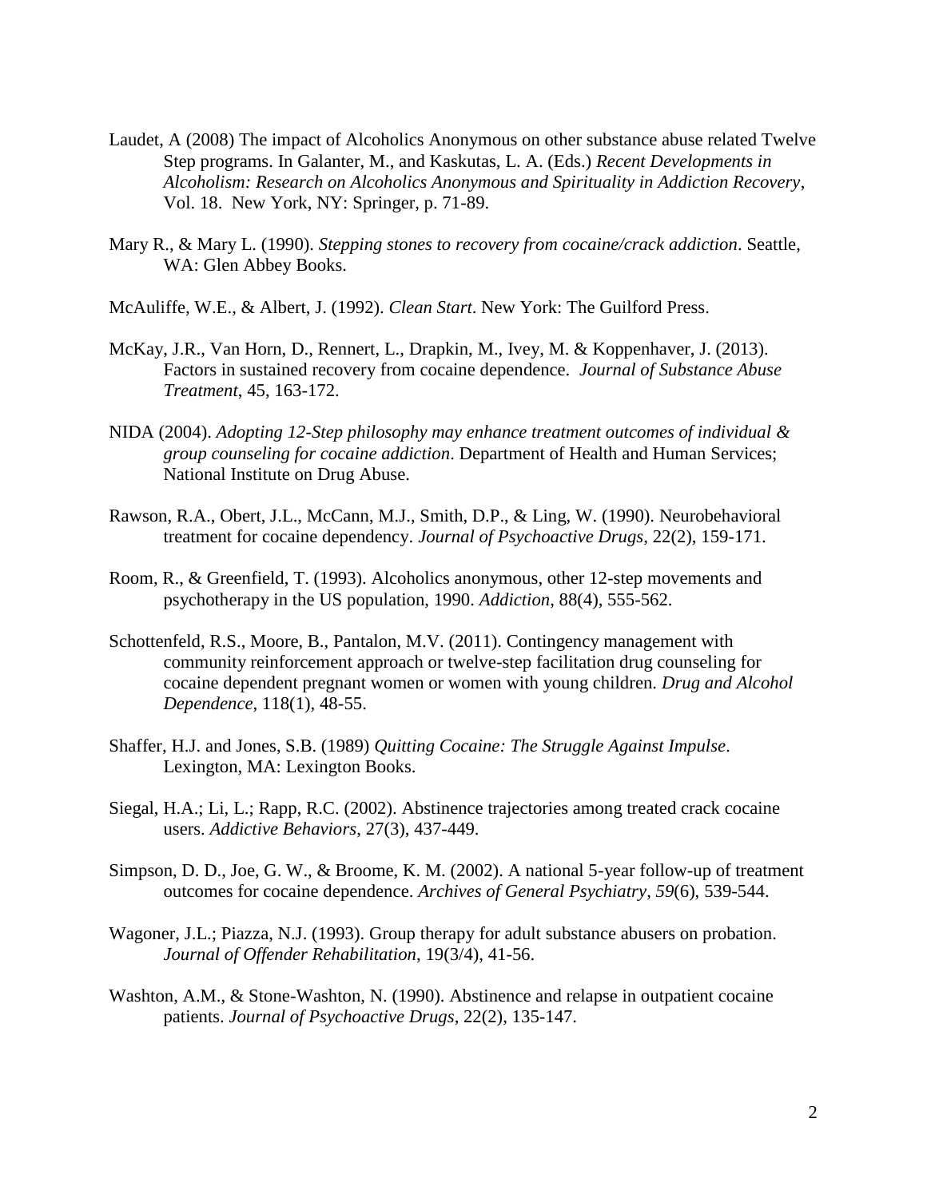Laudet, A (2008) The impact of Alcoholics Anonymous on other substance abuse related Twelve Step programs. In Galanter, M., and Kaskutas, L. A. (Eds.) *Recent Developments in Alcoholism: Research on Alcoholics Anonymous and Spirituality in Addiction Recovery*, Vol. 18. New York, NY: Springer, p. 71-89.

Mary R., & Mary L. (1990). *Stepping stones to recovery from cocaine/crack addiction*. Seattle, WA: Glen Abbey Books.

McAuliffe, W.E., & Albert, J. (1992). *Clean Start*. New York: The Guilford Press.

McKay, J.R., Van Horn, D., Rennert, L., Drapkin, M., Ivey, M. & Koppenhaver, J. (2013). Factors in sustained recovery from cocaine dependence. *Journal of Substance Abuse Treatment*, 45, 163-172.

NIDA (2004). *Adopting 12-Step philosophy may enhance treatment outcomes of individual & group counseling for cocaine addiction*. Department of Health and Human Services; National Institute on Drug Abuse.

Rawson, R.A., Obert, J.L., McCann, M.J., Smith, D.P., & Ling, W. (1990). Neurobehavioral treatment for cocaine dependency. *Journal of Psychoactive Drugs*, 22(2), 159-171.

Room, R., & Greenfield, T. (1993). Alcoholics anonymous, other 12-step movements and psychotherapy in the US population, 1990. *Addiction*, 88(4), 555-562.

Schottenfeld, R.S., Moore, B., Pantalon, M.V. (2011). Contingency management with community reinforcement approach or twelve-step facilitation drug counseling for cocaine dependent pregnant women or women with young children. *Drug and Alcohol Dependence*, 118(1), 48-55.

Shaffer, H.J. and Jones, S.B. (1989) *Quitting Cocaine: The Struggle Against Impulse*. Lexington, MA: Lexington Books.

Siegal, H.A.; Li, L.; Rapp, R.C. (2002). Abstinence trajectories among treated crack cocaine users. *Addictive Behaviors*, 27(3), 437-449.

Simpson, D. D., Joe, G. W., & Broome, K. M. (2002). A national 5-year follow-up of treatment outcomes for cocaine dependence. *Archives of General Psychiatry*, *59*(6), 539-544.

Wagoner, J.L.; Piazza, N.J. (1993). Group therapy for adult substance abusers on probation. *Journal of Offender Rehabilitation*, 19(3/4), 41-56.

Washton, A.M., & Stone-Washton, N. (1990). Abstinence and relapse in outpatient cocaine patients. *Journal of Psychoactive Drugs*, 22(2), 135-147.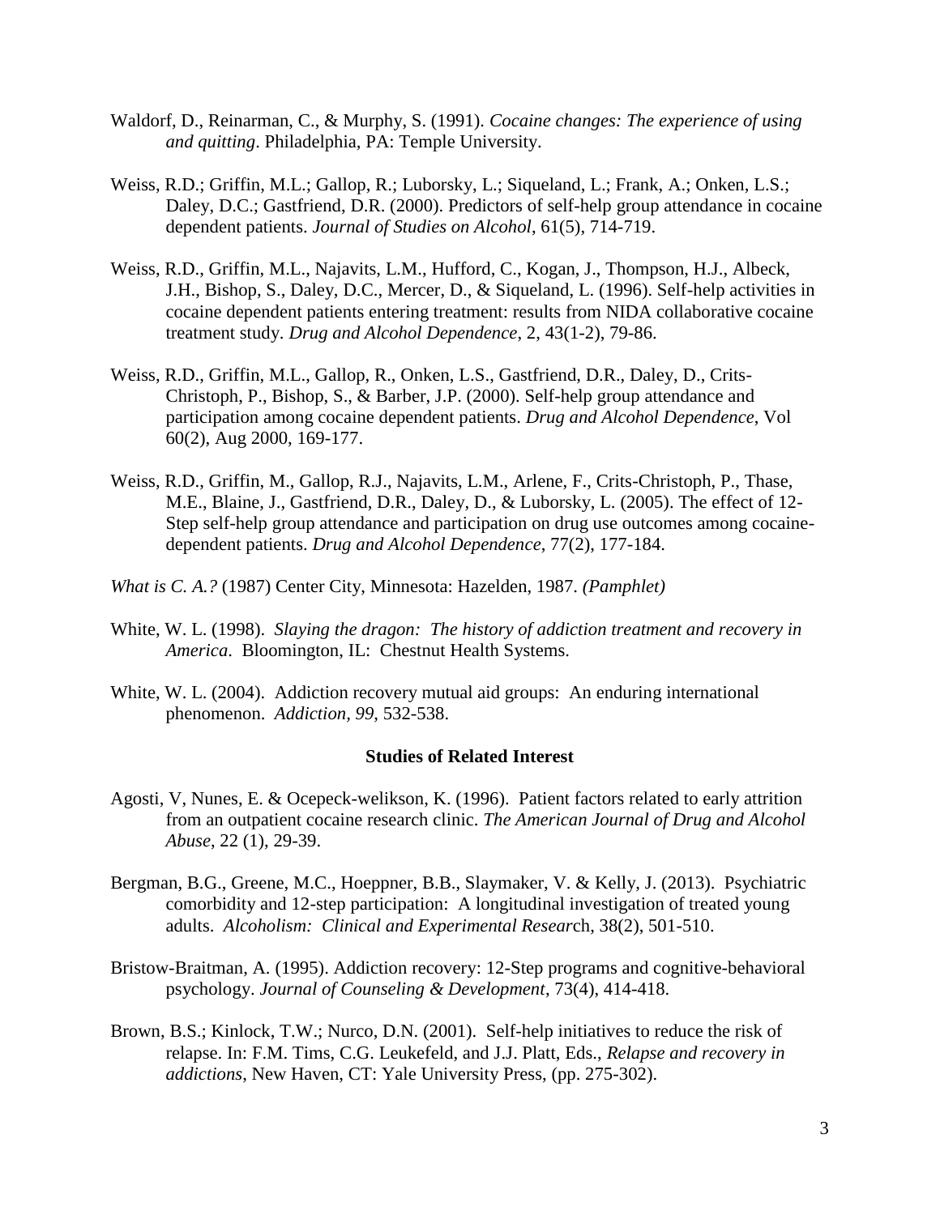Waldorf, D., Reinarman, C., & Murphy, S. (1991). *Cocaine changes: The experience of using and quitting*. Philadelphia, PA: Temple University.

Weiss, R.D.; Griffin, M.L.; Gallop, R.; Luborsky, L.; Siqueland, L.; Frank, A.; Onken, L.S.; Daley, D.C.; Gastfriend, D.R. (2000). Predictors of self-help group attendance in cocaine dependent patients. *Journal of Studies on Alcohol*, 61(5), 714-719.

Weiss, R.D., Griffin, M.L., Najavits, L.M., Hufford, C., Kogan, J., Thompson, H.J., Albeck, J.H., Bishop, S., Daley, D.C., Mercer, D., & Siqueland, L. (1996). Self-help activities in cocaine dependent patients entering treatment: results from NIDA collaborative cocaine treatment study. *Drug and Alcohol Dependence*, 2, 43(1-2), 79-86.

Weiss, R.D., Griffin, M.L., Gallop, R., Onken, L.S., Gastfriend, D.R., Daley, D., Crits-Christoph, P., Bishop, S., & Barber, J.P. (2000). Self-help group attendance and participation among cocaine dependent patients. *Drug and Alcohol Dependence*, Vol 60(2), Aug 2000, 169-177.

Weiss, R.D., Griffin, M., Gallop, R.J., Najavits, L.M., Arlene, F., Crits-Christoph, P., Thase, M.E., Blaine, J., Gastfriend, D.R., Daley, D., & Luborsky, L. (2005). The effect of 12-Step self-help group attendance and participation on drug use outcomes among cocaine-dependent patients. *Drug and Alcohol Dependence*, 77(2), 177-184.

*What is C. A.?* (1987) Center City, Minnesota: Hazelden, 1987. *(Pamphlet)*

White, W. L. (1998). *Slaying the dragon: The history of addiction treatment and recovery in America*. Bloomington, IL: Chestnut Health Systems.

White, W. L. (2004). Addiction recovery mutual aid groups: An enduring international phenomenon. *Addiction, 99*, 532-538.

**Studies of Related Interest**

Agosti, V, Nunes, E. & Ocepeck-welikson, K. (1996). Patient factors related to early attrition from an outpatient cocaine research clinic. *The American Journal of Drug and Alcohol Abuse*, 22 (1), 29-39.

Bergman, B.G., Greene, M.C., Hoeppner, B.B., Slaymaker, V. & Kelly, J. (2013). Psychiatric comorbidity and 12-step participation: A longitudinal investigation of treated young adults. *Alcoholism: Clinical and Experimental Research*, 38(2), 501-510.

Bristow-Braitman, A. (1995). Addiction recovery: 12-Step programs and cognitive-behavioral psychology. *Journal of Counseling & Development*, 73(4), 414-418.

Brown, B.S.; Kinlock, T.W.; Nurco, D.N. (2001). Self-help initiatives to reduce the risk of relapse. In: F.M. Tims, C.G. Leukefeld, and J.J. Platt, Eds., *Relapse and recovery in addictions*, New Haven, CT: Yale University Press, (pp. 275-302).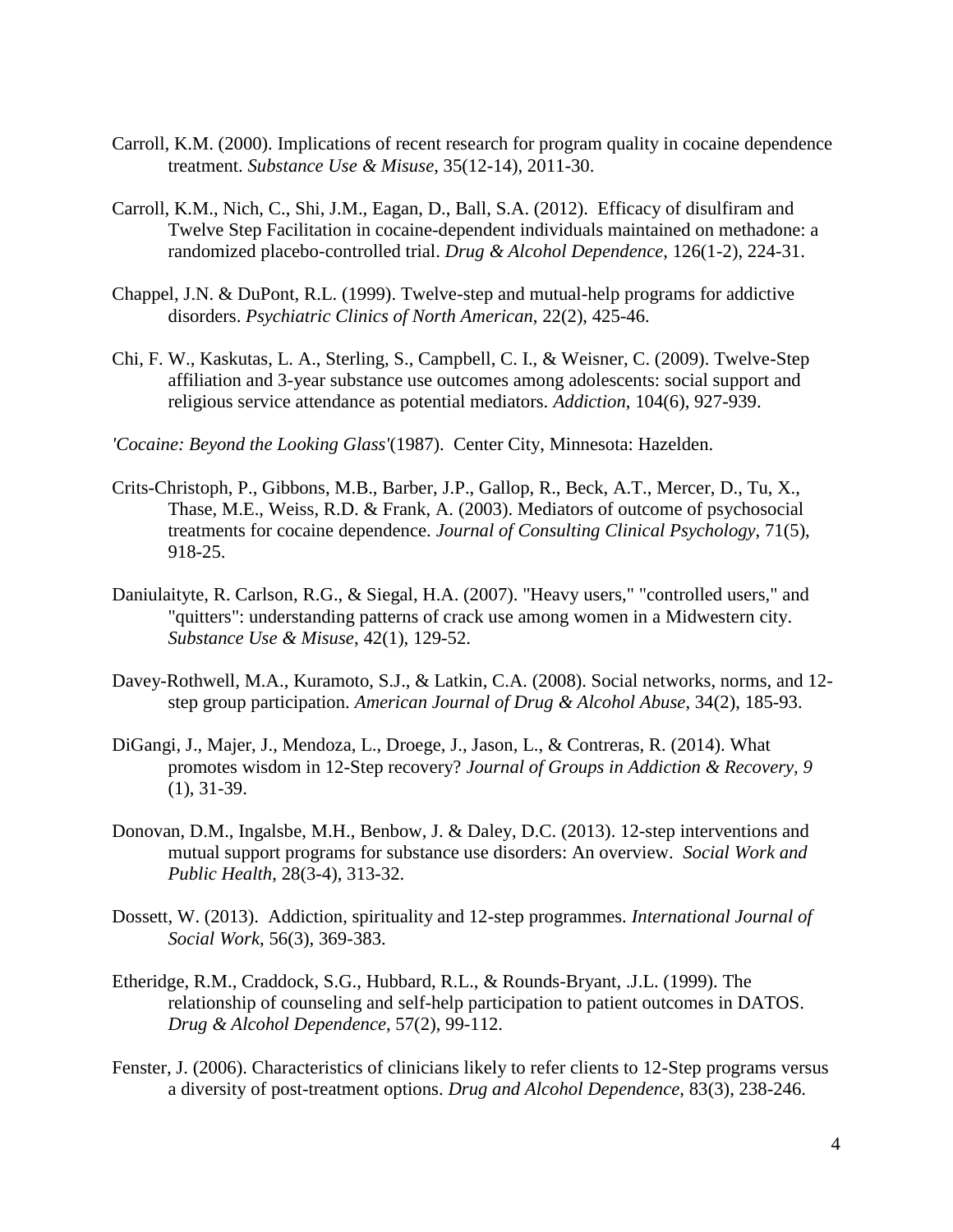Carroll, K.M. (2000). Implications of recent research for program quality in cocaine dependence treatment. *Substance Use & Misuse*, 35(12-14), 2011-30.

Carroll, K.M., Nich, C., Shi, J.M., Eagan, D., Ball, S.A. (2012). Efficacy of disulfiram and Twelve Step Facilitation in cocaine-dependent individuals maintained on methadone: a randomized placebo-controlled trial. *Drug & Alcohol Dependence*, 126(1-2), 224-31.

Chappel, J.N. & DuPont, R.L. (1999). Twelve-step and mutual-help programs for addictive disorders. *Psychiatric Clinics of North American*, 22(2), 425-46.

Chi, F. W., Kaskutas, L. A., Sterling, S., Campbell, C. I., & Weisner, C. (2009). Twelve-Step affiliation and 3-year substance use outcomes among adolescents: social support and religious service attendance as potential mediators. *Addiction*, 104(6), 927-939.

*'Cocaine: Beyond the Looking Glass'*(1987). Center City, Minnesota: Hazelden.

Crits-Christoph, P., Gibbons, M.B., Barber, J.P., Gallop, R., Beck, A.T., Mercer, D., Tu, X., Thase, M.E., Weiss, R.D. & Frank, A. (2003). Mediators of outcome of psychosocial treatments for cocaine dependence. *Journal of Consulting Clinical Psychology*, 71(5), 918-25.

Daniulaityte, R. Carlson, R.G., & Siegal, H.A. (2007). "Heavy users," "controlled users," and "quitters": understanding patterns of crack use among women in a Midwestern city. *Substance Use & Misuse*, 42(1), 129-52.

Davey-Rothwell, M.A., Kuramoto, S.J., & Latkin, C.A. (2008). Social networks, norms, and 12-step group participation. *American Journal of Drug & Alcohol Abuse*, 34(2), 185-93.

DiGangi, J., Majer, J., Mendoza, L., Droege, J., Jason, L., & Contreras, R. (2014). What promotes wisdom in 12-Step recovery? *Journal of Groups in Addiction & Recovery, 9* (1), 31-39.

Donovan, D.M., Ingalsbe, M.H., Benbow, J. & Daley, D.C. (2013). 12-step interventions and mutual support programs for substance use disorders: An overview. *Social Work and Public Health*, 28(3-4), 313-32.

Dossett, W. (2013). Addiction, spirituality and 12-step programmes. *International Journal of Social Work*, 56(3), 369-383.

Etheridge, R.M., Craddock, S.G., Hubbard, R.L., & Rounds-Bryant, .J.L. (1999). The relationship of counseling and self-help participation to patient outcomes in DATOS. *Drug & Alcohol Dependence*, 57(2), 99-112.

Fenster, J. (2006). Characteristics of clinicians likely to refer clients to 12-Step programs versus a diversity of post-treatment options. *Drug and Alcohol Dependence*, 83(3), 238-246.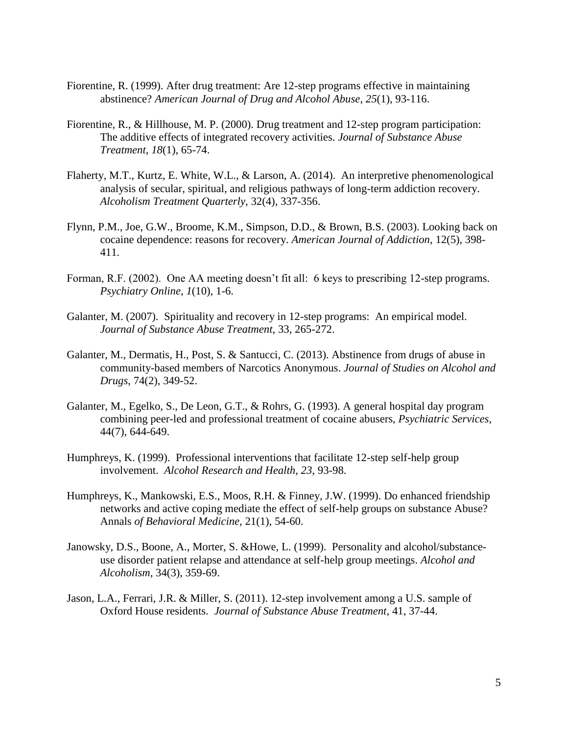Fiorentine, R. (1999). After drug treatment: Are 12-step programs effective in maintaining abstinence? *American Journal of Drug and Alcohol Abuse*, *25*(1), 93-116.

Fiorentine, R., & Hillhouse, M. P. (2000). Drug treatment and 12-step program participation: The additive effects of integrated recovery activities. *Journal of Substance Abuse Treatment*, *18*(1), 65-74.

Flaherty, M.T., Kurtz, E. White, W.L., & Larson, A. (2014). An interpretive phenomenological analysis of secular, spiritual, and religious pathways of long-term addiction recovery. *Alcoholism Treatment Quarterly*, 32(4), 337-356.

Flynn, P.M., Joe, G.W., Broome, K.M., Simpson, D.D., & Brown, B.S. (2003). Looking back on cocaine dependence: reasons for recovery. *American Journal of Addiction*, 12(5), 398-411.

Forman, R.F. (2002). One AA meeting doesn't fit all: 6 keys to prescribing 12-step programs. *Psychiatry Online*, *1*(10), 1-6.

Galanter, M. (2007). Spirituality and recovery in 12-step programs: An empirical model. *Journal of Substance Abuse Treatment*, 33, 265-272.

Galanter, M., Dermatis, H., Post, S. & Santucci, C. (2013). Abstinence from drugs of abuse in community-based members of Narcotics Anonymous. *Journal of Studies on Alcohol and Drugs*, 74(2), 349-52.

Galanter, M., Egelko, S., De Leon, G.T., & Rohrs, G. (1993). A general hospital day program combining peer-led and professional treatment of cocaine abusers, *Psychiatric Services*, 44(7), 644-649.

Humphreys, K. (1999). Professional interventions that facilitate 12-step self-help group involvement. *Alcohol Research and Health*, *23*, 93-98.

Humphreys, K., Mankowski, E.S., Moos, R.H. & Finney, J.W. (1999). Do enhanced friendship networks and active coping mediate the effect of self-help groups on substance Abuse? Annals *of Behavioral Medicine*, 21(1), 54-60.

Janowsky, D.S., Boone, A., Morter, S. &Howe, L. (1999). Personality and alcohol/substance-use disorder patient relapse and attendance at self-help group meetings. *Alcohol and Alcoholism*, 34(3), 359-69.

Jason, L.A., Ferrari, J.R. & Miller, S. (2011). 12-step involvement among a U.S. sample of Oxford House residents. *Journal of Substance Abuse Treatment*, 41, 37-44.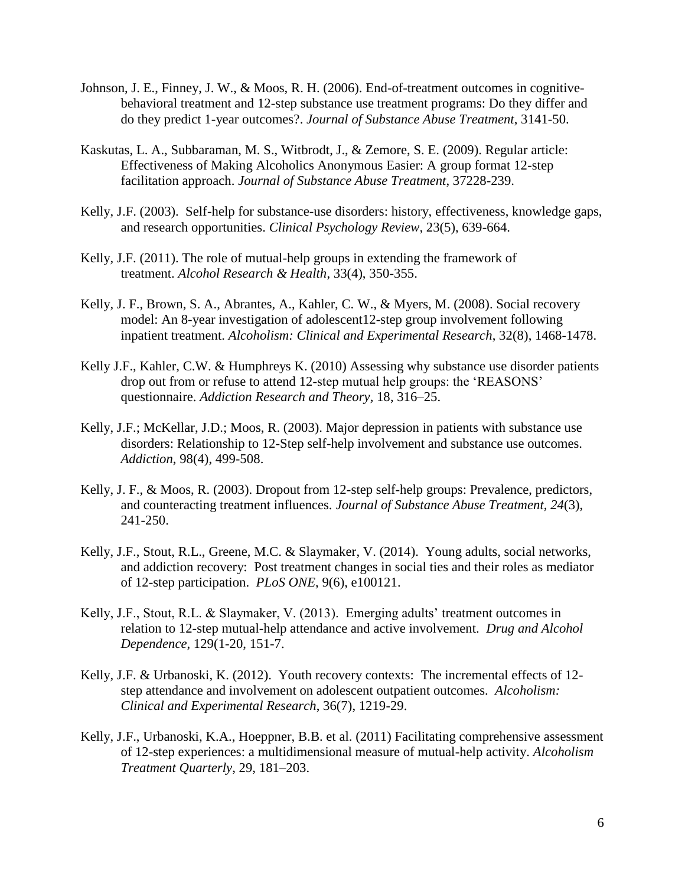Johnson, J. E., Finney, J. W., & Moos, R. H. (2006). End-of-treatment outcomes in cognitive-behavioral treatment and 12-step substance use treatment programs: Do they differ and do they predict 1-year outcomes?. *Journal of Substance Abuse Treatment*, 3141-50.

Kaskutas, L. A., Subbaraman, M. S., Witbrodt, J., & Zemore, S. E. (2009). Regular article: Effectiveness of Making Alcoholics Anonymous Easier: A group format 12-step facilitation approach. *Journal of Substance Abuse Treatment*, 37228-239.

Kelly, J.F. (2003). Self-help for substance-use disorders: history, effectiveness, knowledge gaps, and research opportunities. *Clinical Psychology Review*, 23(5), 639-664.

Kelly, J.F. (2011). The role of mutual-help groups in extending the framework of treatment. *Alcohol Research & Health*, 33(4), 350-355.

Kelly, J. F., Brown, S. A., Abrantes, A., Kahler, C. W., & Myers, M. (2008). Social recovery model: An 8-year investigation of adolescent12-step group involvement following inpatient treatment. *Alcoholism: Clinical and Experimental Research*, 32(8), 1468-1478.

Kelly J.F., Kahler, C.W. & Humphreys K. (2010) Assessing why substance use disorder patients drop out from or refuse to attend 12-step mutual help groups: the 'REASONS' questionnaire. *Addiction Research and Theory*, 18, 316–25.

Kelly, J.F.; McKellar, J.D.; Moos, R. (2003). Major depression in patients with substance use disorders: Relationship to 12-Step self-help involvement and substance use outcomes. *Addiction*, 98(4), 499-508.

Kelly, J. F., & Moos, R. (2003). Dropout from 12-step self-help groups: Prevalence, predictors, and counteracting treatment influences. *Journal of Substance Abuse Treatment, 24*(3), 241-250.

Kelly, J.F., Stout, R.L., Greene, M.C. & Slaymaker, V. (2014). Young adults, social networks, and addiction recovery: Post treatment changes in social ties and their roles as mediator of 12-step participation. *PLoS ONE*, 9(6), e100121.

Kelly, J.F., Stout, R.L. & Slaymaker, V. (2013). Emerging adults' treatment outcomes in relation to 12-step mutual-help attendance and active involvement. *Drug and Alcohol Dependence*, 129(1-20, 151-7.

Kelly, J.F. & Urbanoski, K. (2012). Youth recovery contexts: The incremental effects of 12-step attendance and involvement on adolescent outpatient outcomes. *Alcoholism: Clinical and Experimental Research*, 36(7), 1219-29.

Kelly, J.F., Urbanoski, K.A., Hoeppner, B.B. et al. (2011) Facilitating comprehensive assessment of 12-step experiences: a multidimensional measure of mutual-help activity. *Alcoholism Treatment Quarterly*, 29, 181–203.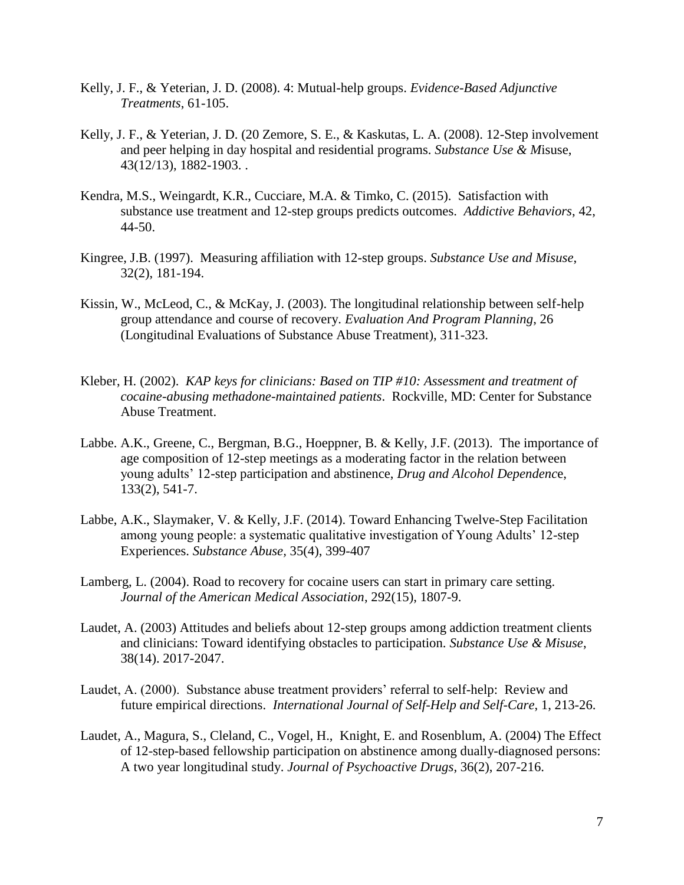Kelly, J. F., & Yeterian, J. D. (2008). 4: Mutual-help groups. *Evidence-Based Adjunctive Treatments*, 61-105.

Kelly, J. F., & Yeterian, J. D. (20 Zemore, S. E., & Kaskutas, L. A. (2008). 12-Step involvement and peer helping in day hospital and residential programs. *Substance Use & M*isuse, 43(12/13), 1882-1903. .

Kendra, M.S., Weingardt, K.R., Cucciare, M.A. & Timko, C. (2015). Satisfaction with substance use treatment and 12-step groups predicts outcomes. *Addictive Behaviors*, 42, 44-50.

Kingree, J.B. (1997). Measuring affiliation with 12-step groups. *Substance Use and Misuse*, 32(2), 181-194.

Kissin, W., McLeod, C., & McKay, J. (2003). The longitudinal relationship between self-help group attendance and course of recovery. *Evaluation And Program Planning*, 26 (Longitudinal Evaluations of Substance Abuse Treatment), 311-323.

Kleber, H. (2002). *KAP keys for clinicians: Based on TIP #10: Assessment and treatment of cocaine-abusing methadone-maintained patients*. Rockville, MD: Center for Substance Abuse Treatment.

Labbe. A.K., Greene, C., Bergman, B.G., Hoeppner, B. & Kelly, J.F. (2013). The importance of age composition of 12-step meetings as a moderating factor in the relation between young adults' 12-step participation and abstinence, *Drug and Alcohol Dependenc*e, 133(2), 541-7.

Labbe, A.K., Slaymaker, V. & Kelly, J.F. (2014). Toward Enhancing Twelve-Step Facilitation among young people: a systematic qualitative investigation of Young Adults' 12-step Experiences. *Substance Abuse,* 35(4), 399-407

Lamberg, L. (2004). Road to recovery for cocaine users can start in primary care setting. *Journal of the American Medical Association*, 292(15), 1807-9.

Laudet, A. (2003) Attitudes and beliefs about 12-step groups among addiction treatment clients and clinicians: Toward identifying obstacles to participation. *Substance Use & Misuse*, 38(14). 2017-2047.

Laudet, A. (2000). Substance abuse treatment providers' referral to self-help: Review and future empirical directions. *International Journal of Self-Help and Self-Care*, 1, 213-26.

Laudet, A., Magura, S., Cleland, C., Vogel, H., Knight, E. and Rosenblum, A. (2004) The Effect of 12-step-based fellowship participation on abstinence among dually-diagnosed persons: A two year longitudinal study. *Journal of Psychoactive Drugs*, 36(2), 207-216.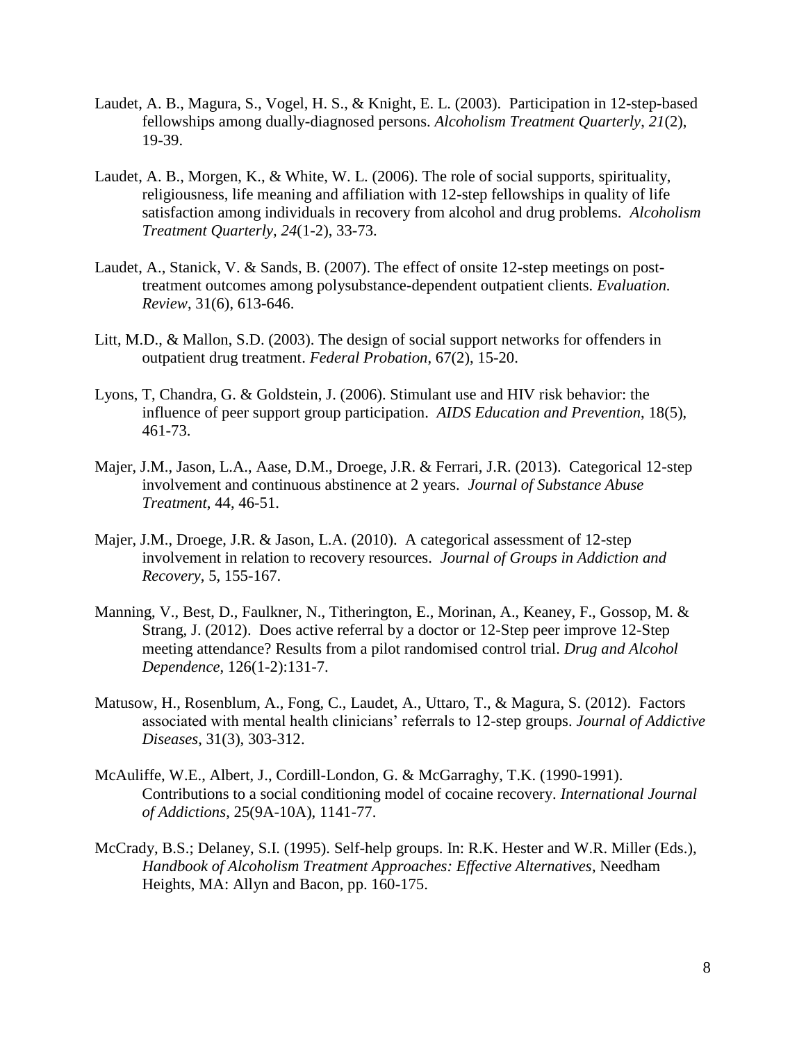Laudet, A. B., Magura, S., Vogel, H. S., & Knight, E. L. (2003). Participation in 12-step-based fellowships among dually-diagnosed persons. *Alcoholism Treatment Quarterly*, *21*(2), 19-39.

Laudet, A. B., Morgen, K., & White, W. L. (2006). The role of social supports, spirituality, religiousness, life meaning and affiliation with 12-step fellowships in quality of life satisfaction among individuals in recovery from alcohol and drug problems. *Alcoholism Treatment Quarterly, 24*(1-2), 33-73.

Laudet, A., Stanick, V. & Sands, B. (2007). The effect of onsite 12-step meetings on post-treatment outcomes among polysubstance-dependent outpatient clients. *Evaluation. Review*, 31(6), 613-646.

Litt, M.D., & Mallon, S.D. (2003). The design of social support networks for offenders in outpatient drug treatment. *Federal Probation*, 67(2), 15-20.

Lyons, T, Chandra, G. & Goldstein, J. (2006). Stimulant use and HIV risk behavior: the influence of peer support group participation. *AIDS Education and Prevention*, 18(5), 461-73.

Majer, J.M., Jason, L.A., Aase, D.M., Droege, J.R. & Ferrari, J.R. (2013). Categorical 12-step involvement and continuous abstinence at 2 years. *Journal of Substance Abuse Treatment*, 44, 46-51.

Majer, J.M., Droege, J.R. & Jason, L.A. (2010). A categorical assessment of 12-step involvement in relation to recovery resources. *Journal of Groups in Addiction and Recovery*, 5, 155-167.

Manning, V., Best, D., Faulkner, N., Titherington, E., Morinan, A., Keaney, F., Gossop, M. & Strang, J. (2012). Does active referral by a doctor or 12-Step peer improve 12-Step meeting attendance? Results from a pilot randomised control trial. *Drug and Alcohol Dependence*, 126(1-2):131-7.

Matusow, H., Rosenblum, A., Fong, C., Laudet, A., Uttaro, T., & Magura, S. (2012). Factors associated with mental health clinicians' referrals to 12-step groups. *Journal of Addictive Diseases*, 31(3), 303-312.

McAuliffe, W.E., Albert, J., Cordill-London, G. & McGarraghy, T.K. (1990-1991). Contributions to a social conditioning model of cocaine recovery. *International Journal of Addictions*, 25(9A-10A), 1141-77.

McCrady, B.S.; Delaney, S.I. (1995). Self-help groups. In: R.K. Hester and W.R. Miller (Eds.), *Handbook of Alcoholism Treatment Approaches: Effective Alternatives*, Needham Heights, MA: Allyn and Bacon, pp. 160-175.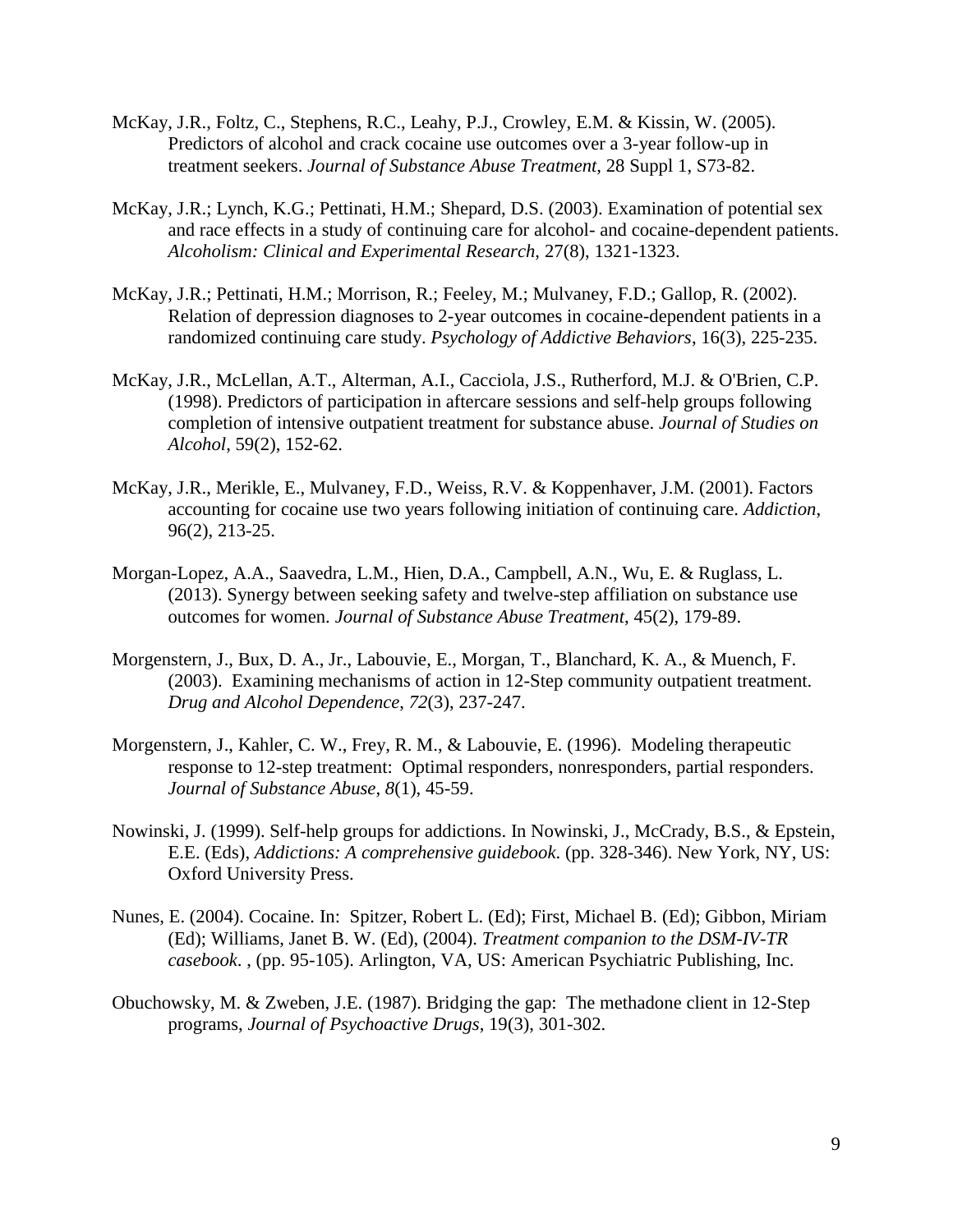McKay, J.R., Foltz, C., Stephens, R.C., Leahy, P.J., Crowley, E.M. & Kissin, W. (2005). Predictors of alcohol and crack cocaine use outcomes over a 3-year follow-up in treatment seekers. *Journal of Substance Abuse Treatment*, 28 Suppl 1, S73-82.

McKay, J.R.; Lynch, K.G.; Pettinati, H.M.; Shepard, D.S. (2003). Examination of potential sex and race effects in a study of continuing care for alcohol- and cocaine-dependent patients. *Alcoholism: Clinical and Experimental Research*, 27(8), 1321-1323.

McKay, J.R.; Pettinati, H.M.; Morrison, R.; Feeley, M.; Mulvaney, F.D.; Gallop, R. (2002). Relation of depression diagnoses to 2-year outcomes in cocaine-dependent patients in a randomized continuing care study. *Psychology of Addictive Behaviors*, 16(3), 225-235.

McKay, J.R., McLellan, A.T., Alterman, A.I., Cacciola, J.S., Rutherford, M.J. & O'Brien, C.P. (1998). Predictors of participation in aftercare sessions and self-help groups following completion of intensive outpatient treatment for substance abuse. *Journal of Studies on Alcohol*, 59(2), 152-62.

McKay, J.R., Merikle, E., Mulvaney, F.D., Weiss, R.V. & Koppenhaver, J.M. (2001). Factors accounting for cocaine use two years following initiation of continuing care. *Addiction*, 96(2), 213-25.

Morgan-Lopez, A.A., Saavedra, L.M., Hien, D.A., Campbell, A.N., Wu, E. & Ruglass, L. (2013). Synergy between seeking safety and twelve-step affiliation on substance use outcomes for women. *Journal of Substance Abuse Treatment*, 45(2), 179-89.

Morgenstern, J., Bux, D. A., Jr., Labouvie, E., Morgan, T., Blanchard, K. A., & Muench, F. (2003). Examining mechanisms of action in 12-Step community outpatient treatment. *Drug and Alcohol Dependence*, *72*(3), 237-247.

Morgenstern, J., Kahler, C. W., Frey, R. M., & Labouvie, E. (1996). Modeling therapeutic response to 12-step treatment: Optimal responders, nonresponders, partial responders. *Journal of Substance Abuse*, *8*(1), 45-59.

Nowinski, J. (1999). Self-help groups for addictions. In Nowinski, J., McCrady, B.S., & Epstein, E.E. (Eds), *Addictions: A comprehensive guidebook*. (pp. 328-346). New York, NY, US: Oxford University Press.

Nunes, E. (2004). Cocaine. In: Spitzer, Robert L. (Ed); First, Michael B. (Ed); Gibbon, Miriam (Ed); Williams, Janet B. W. (Ed), (2004). *Treatment companion to the DSM-IV-TR casebook*. , (pp. 95-105). Arlington, VA, US: American Psychiatric Publishing, Inc.

Obuchowsky, M. & Zweben, J.E. (1987). Bridging the gap: The methadone client in 12-Step programs, *Journal of Psychoactive Drugs*, 19(3), 301-302.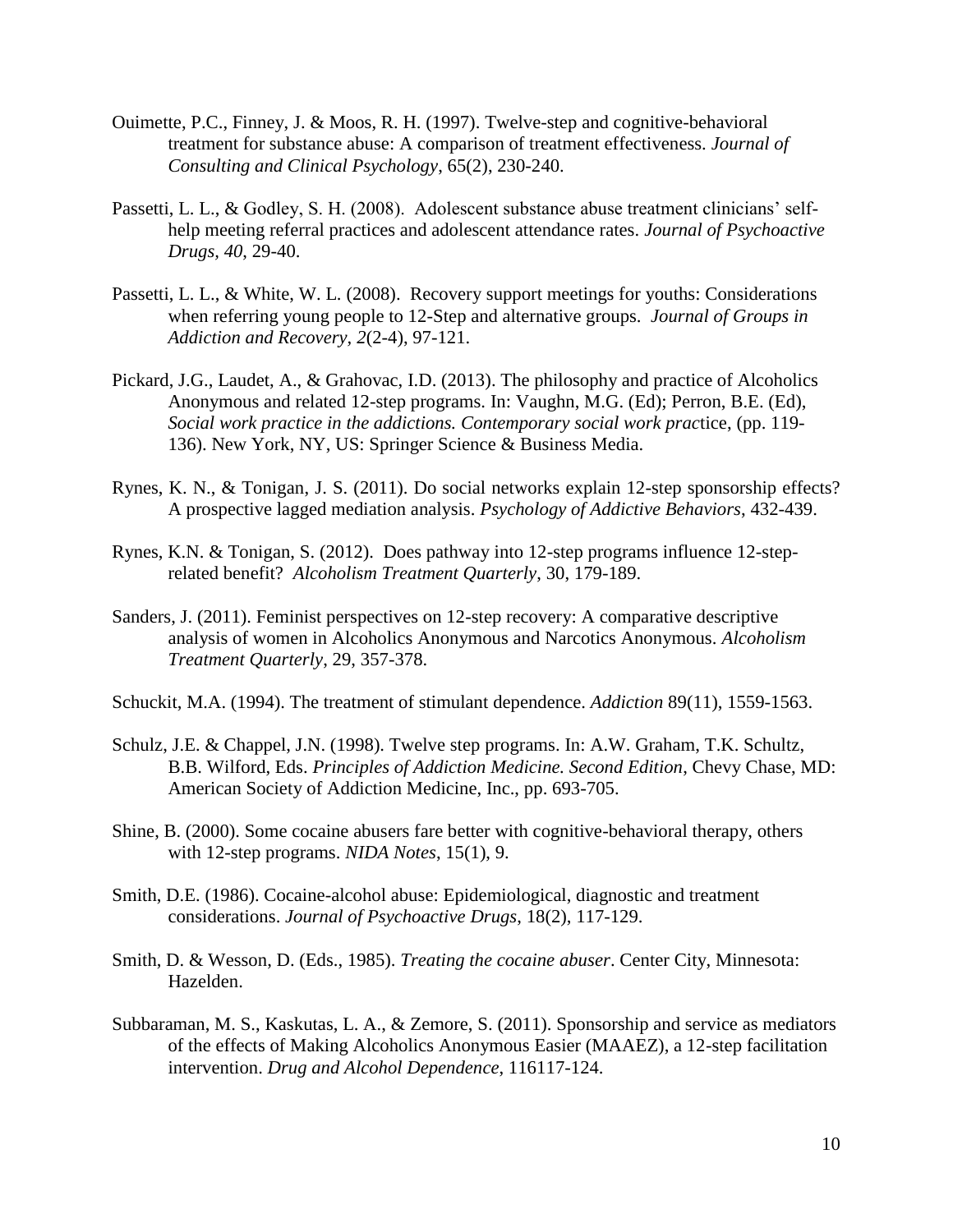Ouimette, P.C., Finney, J. & Moos, R. H. (1997). Twelve-step and cognitive-behavioral treatment for substance abuse: A comparison of treatment effectiveness. *Journal of Consulting and Clinical Psychology*, 65(2), 230-240.

Passetti, L. L., & Godley, S. H. (2008). Adolescent substance abuse treatment clinicians' self-help meeting referral practices and adolescent attendance rates. *Journal of Psychoactive Drugs, 40*, 29-40.

Passetti, L. L., & White, W. L. (2008). Recovery support meetings for youths: Considerations when referring young people to 12-Step and alternative groups. *Journal of Groups in Addiction and Recovery*, *2*(2-4), 97-121.

Pickard, J.G., Laudet, A., & Grahovac, I.D. (2013). The philosophy and practice of Alcoholics Anonymous and related 12-step programs. In: Vaughn, M.G. (Ed); Perron, B.E. (Ed), *Social work practice in the addictions. Contemporary social work prac*tice, (pp. 119-136). New York, NY, US: Springer Science & Business Media.

Rynes, K. N., & Tonigan, J. S. (2011). Do social networks explain 12-step sponsorship effects? A prospective lagged mediation analysis. *Psychology of Addictive Behaviors*, 432-439.

Rynes, K.N. & Tonigan, S. (2012). Does pathway into 12-step programs influence 12-step-related benefit? *Alcoholism Treatment Quarterly*, 30, 179-189.

Sanders, J. (2011). Feminist perspectives on 12-step recovery: A comparative descriptive analysis of women in Alcoholics Anonymous and Narcotics Anonymous. *Alcoholism Treatment Quarterly*, 29, 357-378.

Schuckit, M.A. (1994). The treatment of stimulant dependence. *Addiction* 89(11), 1559-1563.

Schulz, J.E. & Chappel, J.N. (1998). Twelve step programs. In: A.W. Graham, T.K. Schultz, B.B. Wilford, Eds. *Principles of Addiction Medicine. Second Edition*, Chevy Chase, MD: American Society of Addiction Medicine, Inc., pp. 693-705.

Shine, B. (2000). Some cocaine abusers fare better with cognitive-behavioral therapy, others with 12-step programs. *NIDA Notes*, 15(1), 9.

Smith, D.E. (1986). Cocaine-alcohol abuse: Epidemiological, diagnostic and treatment considerations. *Journal of Psychoactive Drugs*, 18(2), 117-129.

Smith, D. & Wesson, D. (Eds., 1985). *Treating the cocaine abuser*. Center City, Minnesota: Hazelden.

Subbaraman, M. S., Kaskutas, L. A., & Zemore, S. (2011). Sponsorship and service as mediators of the effects of Making Alcoholics Anonymous Easier (MAAEZ), a 12-step facilitation intervention. *Drug and Alcohol Dependence*, 116117-124.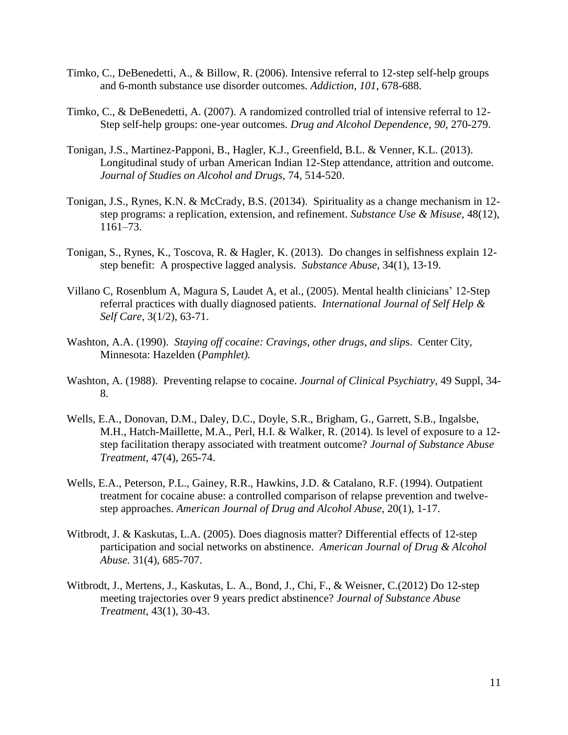Timko, C., DeBenedetti, A., & Billow, R. (2006). Intensive referral to 12-step self-help groups and 6-month substance use disorder outcomes. *Addiction, 101*, 678-688.

Timko, C., & DeBenedetti, A. (2007). A randomized controlled trial of intensive referral to 12-Step self-help groups: one-year outcomes. *Drug and Alcohol Dependence, 90*, 270-279.

Tonigan, J.S., Martinez-Papponi, B., Hagler, K.J., Greenfield, B.L. & Venner, K.L. (2013). Longitudinal study of urban American Indian 12-Step attendance, attrition and outcome. *Journal of Studies on Alcohol and Drugs*, 74, 514-520.

Tonigan, J.S., Rynes, K.N. & McCrady, B.S. (20134). Spirituality as a change mechanism in 12-step programs: a replication, extension, and refinement. *Substance Use & Misuse,* 48(12), 1161–73.

Tonigan, S., Rynes, K., Toscova, R. & Hagler, K. (2013). Do changes in selfishness explain 12-step benefit: A prospective lagged analysis. *Substance Abuse*, 34(1), 13-19.

Villano C, Rosenblum A, Magura S, Laudet A, et al., (2005). Mental health clinicians' 12-Step referral practices with dually diagnosed patients. *International Journal of Self Help & Self Care*, 3(1/2), 63-71.

Washton, A.A. (1990). *Staying off cocaine: Cravings, other drugs, and slip*s. Center City, Minnesota: Hazelden (*Pamphlet).*

Washton, A. (1988). Preventing relapse to cocaine. *Journal of Clinical Psychiatry,* 49 Suppl, 34-8.

Wells, E.A., Donovan, D.M., Daley, D.C., Doyle, S.R., Brigham, G., Garrett, S.B., Ingalsbe, M.H., Hatch-Maillette, M.A., Perl, H.I. & Walker, R. (2014). Is level of exposure to a 12-step facilitation therapy associated with treatment outcome? *Journal of Substance Abuse Treatment*, 47(4), 265-74.

Wells, E.A., Peterson, P.L., Gainey, R.R., Hawkins, J.D. & Catalano, R.F. (1994). Outpatient treatment for cocaine abuse: a controlled comparison of relapse prevention and twelve-step approaches. *American Journal of Drug and Alcohol Abuse*, 20(1), 1-17.

Witbrodt, J. & Kaskutas, L.A. (2005). Does diagnosis matter? Differential effects of 12-step participation and social networks on abstinence. *American Journal of Drug & Alcohol Abuse.* 31(4), 685-707.

Witbrodt, J., Mertens, J., Kaskutas, L. A., Bond, J., Chi, F., & Weisner, C.(2012) Do 12-step meeting trajectories over 9 years predict abstinence? *Journal of Substance Abuse Treatment*, 43(1), 30-43.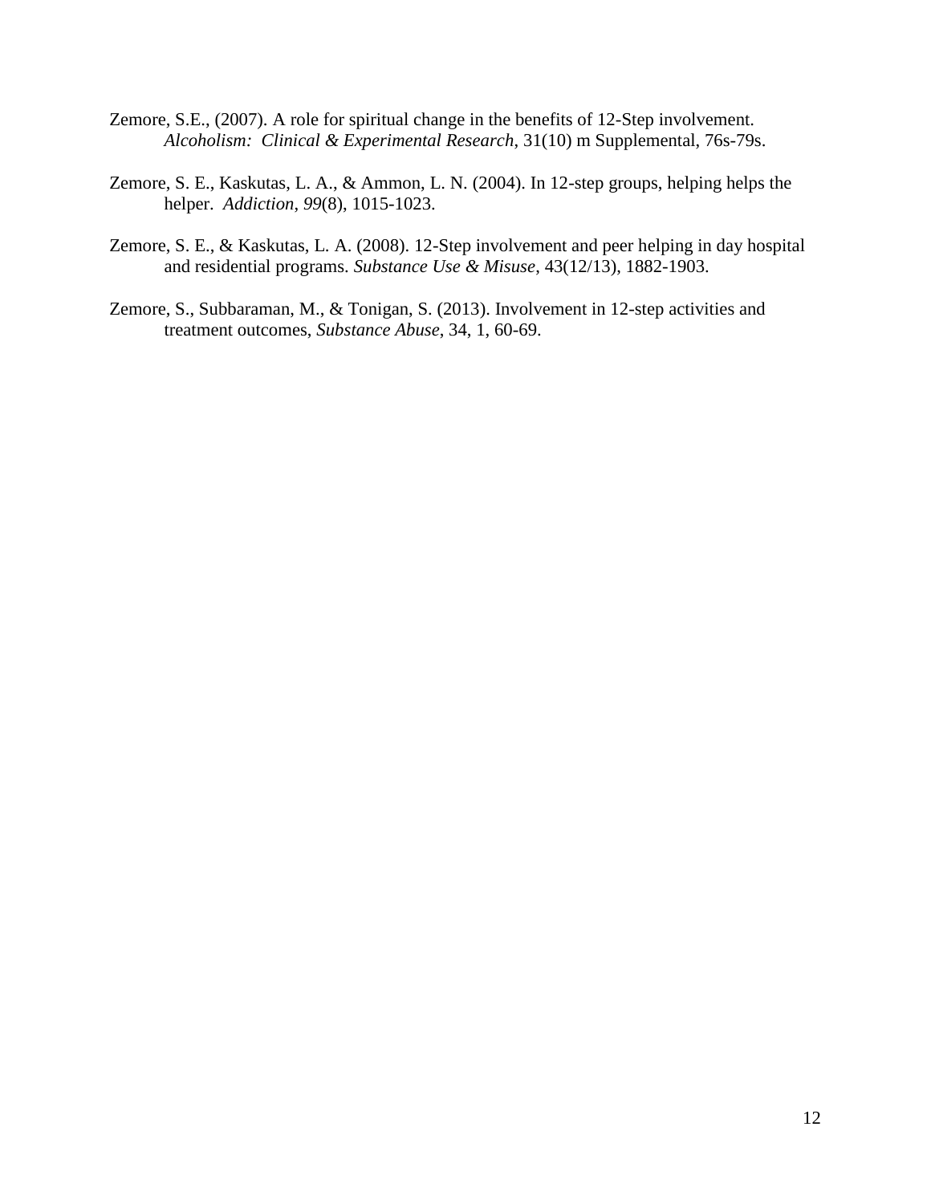Zemore, S.E., (2007). A role for spiritual change in the benefits of 12-Step involvement. *Alcoholism: Clinical & Experimental Research*, 31(10) m Supplemental, 76s-79s.

Zemore, S. E., Kaskutas, L. A., & Ammon, L. N. (2004). In 12-step groups, helping helps the helper. *Addiction*, *99*(8), 1015-1023.

Zemore, S. E., & Kaskutas, L. A. (2008). 12-Step involvement and peer helping in day hospital and residential programs. *Substance Use & Misuse*, 43(12/13), 1882-1903.

Zemore, S., Subbaraman, M., & Tonigan, S. (2013). Involvement in 12-step activities and treatment outcomes, *Substance Abuse*, 34, 1, 60-69.